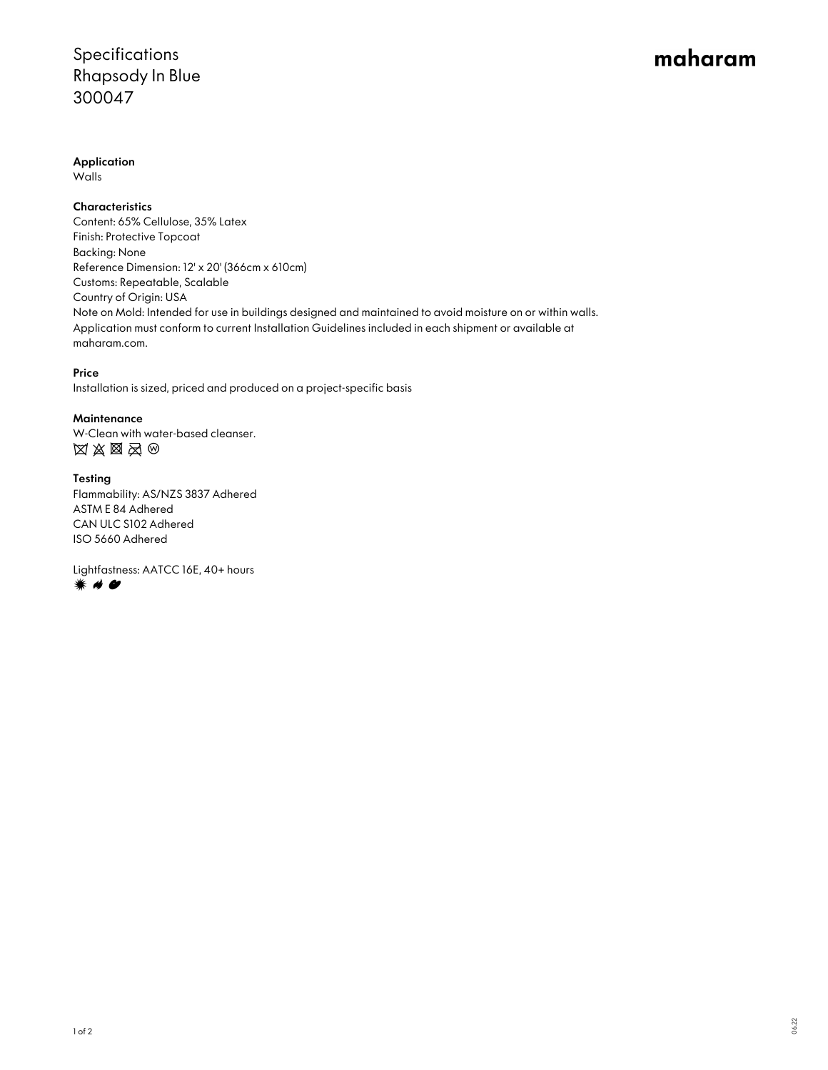Specifications
Rhapsody In Blue
300047

**maharam**

**Application**
Walls

**Characteristics**
Content: 65% Cellulose, 35% Latex
Finish: Protective Topcoat
Backing: None
Reference Dimension: 12' x 20' (366cm x 610cm)
Customs: Repeatable, Scalable
Country of Origin: USA
Note on Mold: Intended for use in buildings designed and maintained to avoid moisture on or within walls. Application must conform to current Installation Guidelines included in each shipment or available at maharam.com.

**Price**
Installation is sized, priced and produced on a project-specific basis

**Maintenance**
W-Clean with water-based cleanser.

**Testing**
Flammability: AS/NZS 3837 Adhered
ASTM E 84 Adhered
CAN ULC S102 Adhered
ISO 5660 Adhered

Lightfastness: AATCC 16E, 40+ hours

06.22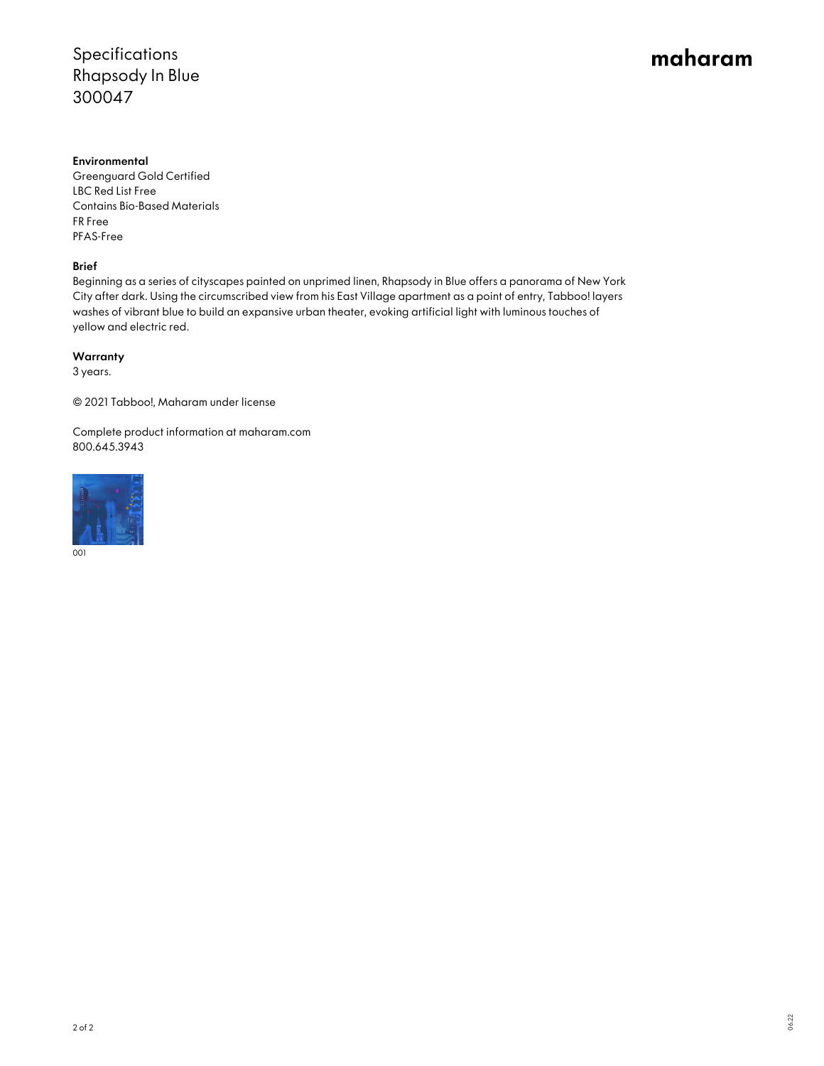Specifications
Rhapsody In Blue
300047

maharam

**Environmental**
Greenguard Gold Certified
LBC Red List Free
Contains Bio-Based Materials
FR Free
PFAS-Free

**Brief**
Beginning as a series of cityscapes painted on unprimed linen, Rhapsody in Blue offers a panorama of New York City after dark. Using the circumscribed view from his East Village apartment as a point of entry, Tabboo! layers washes of vibrant blue to build an expansive urban theater, evoking artificial light with luminous touches of yellow and electric red.

**Warranty**
3 years.

© 2021 Tabboo!, Maharam under license

Complete product information at maharam.com
800.645.3943

001